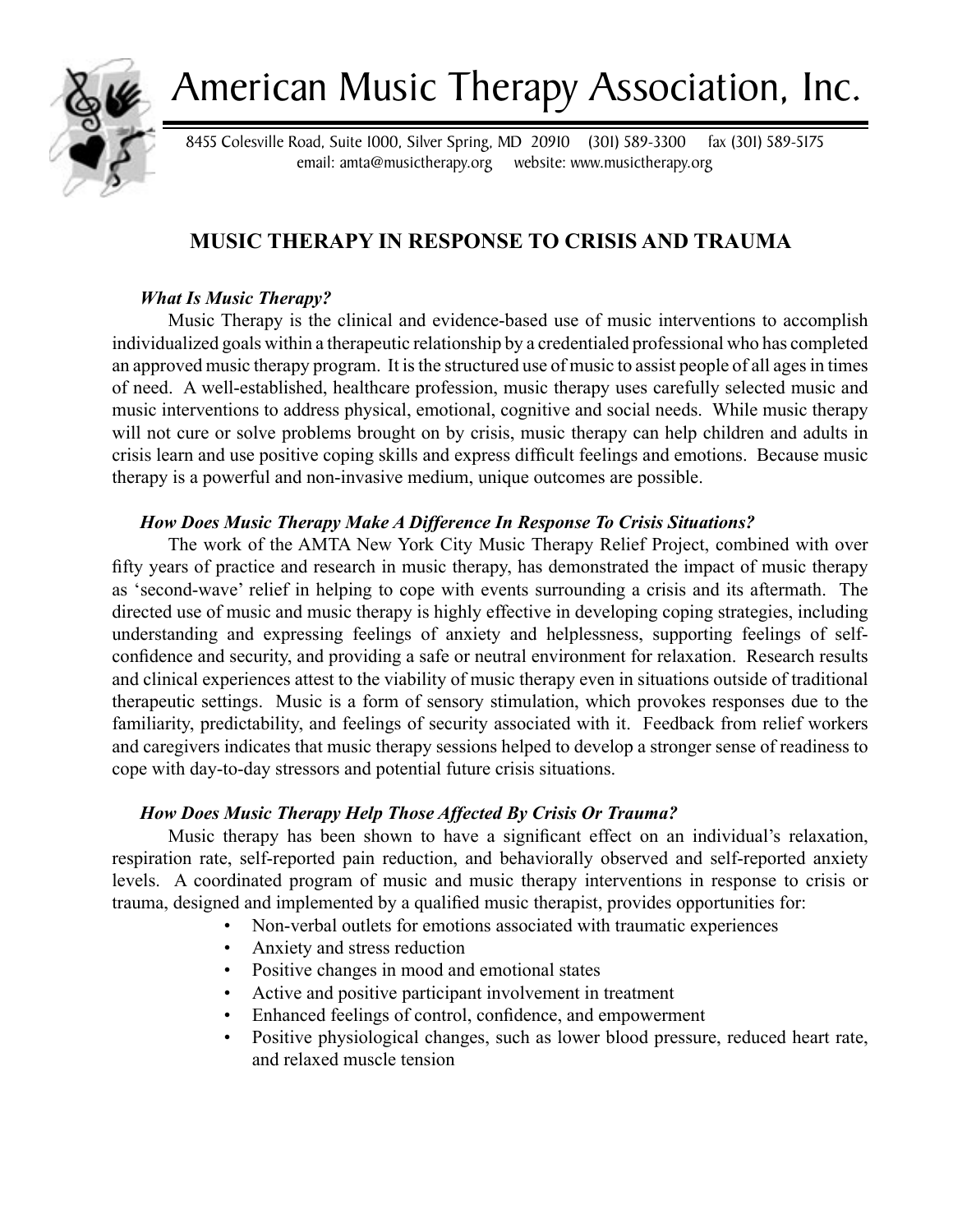# American Music Therapy Association, Inc.

8455 Colesville Road, Suite 1000, Silver Spring, MD 20910 (301) 589-3300 fax (301) 589-5175
email: amta@musictherapy.org website: www.musictherapy.org

## MUSIC THERAPY IN RESPONSE TO CRISIS AND TRAUMA

### *What Is Music Therapy?*

Music Therapy is the clinical and evidence-based use of music interventions to accomplish individualized goals within a therapeutic relationship by a credentialed professional who has completed an approved music therapy program. It is the structured use of music to assist people of all ages in times of need. A well-established, healthcare profession, music therapy uses carefully selected music and music interventions to address physical, emotional, cognitive and social needs. While music therapy will not cure or solve problems brought on by crisis, music therapy can help children and adults in crisis learn and use positive coping skills and express difficult feelings and emotions. Because music therapy is a powerful and non-invasive medium, unique outcomes are possible.

### *How Does Music Therapy Make A Difference In Response To Crisis Situations?*

The work of the AMTA New York City Music Therapy Relief Project, combined with over fifty years of practice and research in music therapy, has demonstrated the impact of music therapy as 'second-wave' relief in helping to cope with events surrounding a crisis and its aftermath. The directed use of music and music therapy is highly effective in developing coping strategies, including understanding and expressing feelings of anxiety and helplessness, supporting feelings of self-confidence and security, and providing a safe or neutral environment for relaxation. Research results and clinical experiences attest to the viability of music therapy even in situations outside of traditional therapeutic settings. Music is a form of sensory stimulation, which provokes responses due to the familiarity, predictability, and feelings of security associated with it. Feedback from relief workers and caregivers indicates that music therapy sessions helped to develop a stronger sense of readiness to cope with day-to-day stressors and potential future crisis situations.

### *How Does Music Therapy Help Those Affected By Crisis Or Trauma?*

Music therapy has been shown to have a significant effect on an individual's relaxation, respiration rate, self-reported pain reduction, and behaviorally observed and self-reported anxiety levels. A coordinated program of music and music therapy interventions in response to crisis or trauma, designed and implemented by a qualified music therapist, provides opportunities for:

- Non-verbal outlets for emotions associated with traumatic experiences
- Anxiety and stress reduction
- Positive changes in mood and emotional states
- Active and positive participant involvement in treatment
- Enhanced feelings of control, confidence, and empowerment
- Positive physiological changes, such as lower blood pressure, reduced heart rate, and relaxed muscle tension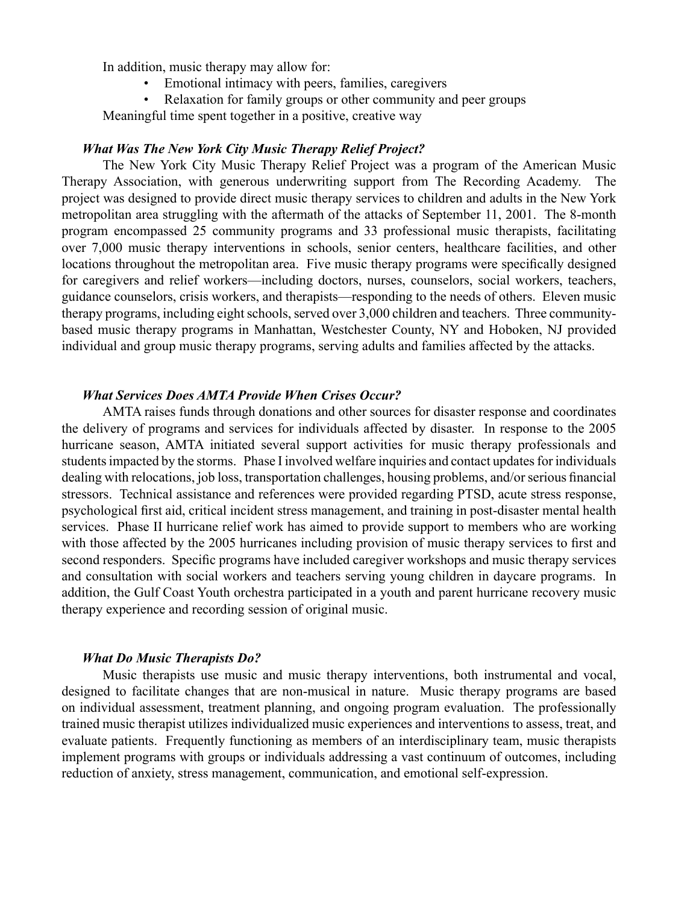In addition, music therapy may allow for:

- Emotional intimacy with peers, families, caregivers
- Relaxation for family groups or other community and peer groups

Meaningful time spent together in a positive, creative way

### *What Was The New York City Music Therapy Relief Project?*

The New York City Music Therapy Relief Project was a program of the American Music Therapy Association, with generous underwriting support from The Recording Academy. The project was designed to provide direct music therapy services to children and adults in the New York metropolitan area struggling with the aftermath of the attacks of September 11, 2001. The 8-month program encompassed 25 community programs and 33 professional music therapists, facilitating over 7,000 music therapy interventions in schools, senior centers, healthcare facilities, and other locations throughout the metropolitan area. Five music therapy programs were specifically designed for caregivers and relief workers—including doctors, nurses, counselors, social workers, teachers, guidance counselors, crisis workers, and therapists—responding to the needs of others. Eleven music therapy programs, including eight schools, served over 3,000 children and teachers. Three community-based music therapy programs in Manhattan, Westchester County, NY and Hoboken, NJ provided individual and group music therapy programs, serving adults and families affected by the attacks.

### *What Services Does AMTA Provide When Crises Occur?*

AMTA raises funds through donations and other sources for disaster response and coordinates the delivery of programs and services for individuals affected by disaster. In response to the 2005 hurricane season, AMTA initiated several support activities for music therapy professionals and students impacted by the storms. Phase I involved welfare inquiries and contact updates for individuals dealing with relocations, job loss, transportation challenges, housing problems, and/or serious financial stressors. Technical assistance and references were provided regarding PTSD, acute stress response, psychological first aid, critical incident stress management, and training in post-disaster mental health services. Phase II hurricane relief work has aimed to provide support to members who are working with those affected by the 2005 hurricanes including provision of music therapy services to first and second responders. Specific programs have included caregiver workshops and music therapy services and consultation with social workers and teachers serving young children in daycare programs. In addition, the Gulf Coast Youth orchestra participated in a youth and parent hurricane recovery music therapy experience and recording session of original music.

### *What Do Music Therapists Do?*

Music therapists use music and music therapy interventions, both instrumental and vocal, designed to facilitate changes that are non-musical in nature. Music therapy programs are based on individual assessment, treatment planning, and ongoing program evaluation. The professionally trained music therapist utilizes individualized music experiences and interventions to assess, treat, and evaluate patients. Frequently functioning as members of an interdisciplinary team, music therapists implement programs with groups or individuals addressing a vast continuum of outcomes, including reduction of anxiety, stress management, communication, and emotional self-expression.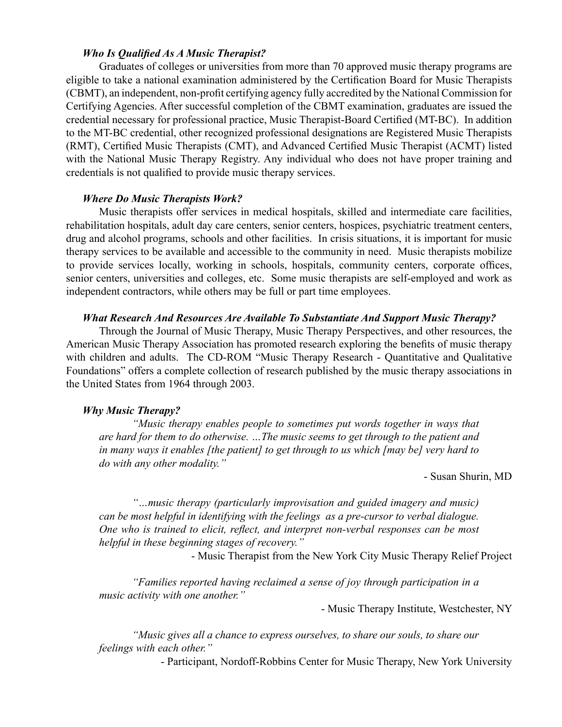### *Who Is Qualified As A Music Therapist?*

Graduates of colleges or universities from more than 70 approved music therapy programs are eligible to take a national examination administered by the Certification Board for Music Therapists (CBMT), an independent, non-profit certifying agency fully accredited by the National Commission for Certifying Agencies. After successful completion of the CBMT examination, graduates are issued the credential necessary for professional practice, Music Therapist-Board Certified (MT-BC). In addition to the MT-BC credential, other recognized professional designations are Registered Music Therapists (RMT), Certified Music Therapists (CMT), and Advanced Certified Music Therapist (ACMT) listed with the National Music Therapy Registry. Any individual who does not have proper training and credentials is not qualified to provide music therapy services.

### *Where Do Music Therapists Work?*

Music therapists offer services in medical hospitals, skilled and intermediate care facilities, rehabilitation hospitals, adult day care centers, senior centers, hospices, psychiatric treatment centers, drug and alcohol programs, schools and other facilities. In crisis situations, it is important for music therapy services to be available and accessible to the community in need. Music therapists mobilize to provide services locally, working in schools, hospitals, community centers, corporate offices, senior centers, universities and colleges, etc. Some music therapists are self-employed and work as independent contractors, while others may be full or part time employees.

### *What Research And Resources Are Available To Substantiate And Support Music Therapy?*

Through the Journal of Music Therapy, Music Therapy Perspectives, and other resources, the American Music Therapy Association has promoted research exploring the benefits of music therapy with children and adults. The CD-ROM "Music Therapy Research - Quantitative and Qualitative Foundations" offers a complete collection of research published by the music therapy associations in the United States from 1964 through 2003.

### *Why Music Therapy?*

> *"Music therapy enables people to sometimes put words together in ways that are hard for them to do otherwise. …The music seems to get through to the patient and in many ways it enables [the patient] to get through to us which [may be] very hard to do with any other modality."*
>
> \- Susan Shurin, MD

> *"…music therapy (particularly improvisation and guided imagery and music) can be most helpful in identifying with the feelings as a pre-cursor to verbal dialogue. One who is trained to elicit, reflect, and interpret non-verbal responses can be most helpful in these beginning stages of recovery."*
>
> \- Music Therapist from the New York City Music Therapy Relief Project

> *"Families reported having reclaimed a sense of joy through participation in a music activity with one another."*
>
> \- Music Therapy Institute, Westchester, NY

> *"Music gives all a chance to express ourselves, to share our souls, to share our feelings with each other."*
>
> \- Participant, Nordoff-Robbins Center for Music Therapy, New York University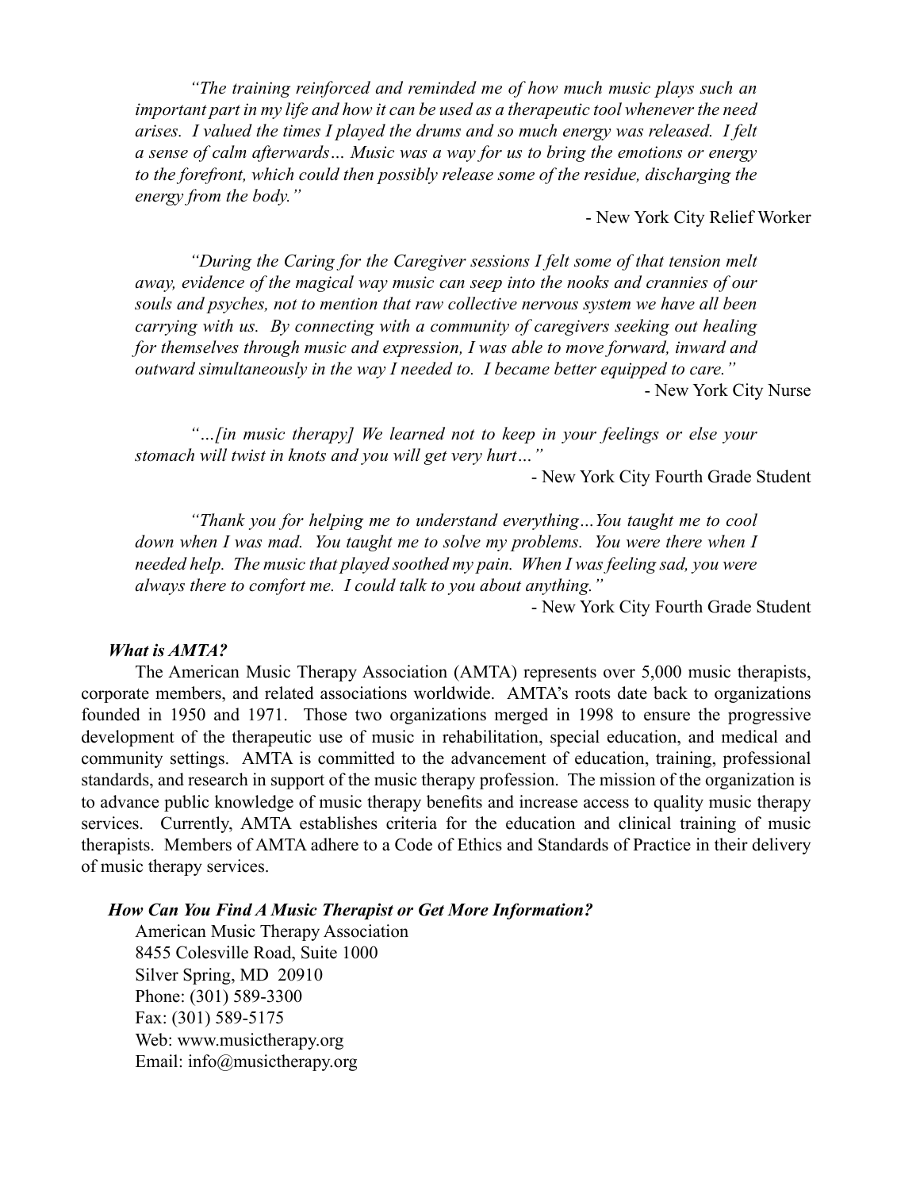*"The training reinforced and reminded me of how much music plays such an important part in my life and how it can be used as a therapeutic tool whenever the need arises. I valued the times I played the drums and so much energy was released. I felt a sense of calm afterwards… Music was a way for us to bring the emotions or energy to the forefront, which could then possibly release some of the residue, discharging the energy from the body."*

- New York City Relief Worker

*"During the Caring for the Caregiver sessions I felt some of that tension melt away, evidence of the magical way music can seep into the nooks and crannies of our souls and psyches, not to mention that raw collective nervous system we have all been carrying with us. By connecting with a community of caregivers seeking out healing for themselves through music and expression, I was able to move forward, inward and outward simultaneously in the way I needed to. I became better equipped to care."*

- New York City Nurse

*"…[in music therapy] We learned not to keep in your feelings or else your stomach will twist in knots and you will get very hurt…"*

- New York City Fourth Grade Student

*"Thank you for helping me to understand everything…You taught me to cool down when I was mad. You taught me to solve my problems. You were there when I needed help. The music that played soothed my pain. When I was feeling sad, you were always there to comfort me. I could talk to you about anything."*

- New York City Fourth Grade Student

***What is AMTA?***

The American Music Therapy Association (AMTA) represents over 5,000 music therapists, corporate members, and related associations worldwide. AMTA's roots date back to organizations founded in 1950 and 1971. Those two organizations merged in 1998 to ensure the progressive development of the therapeutic use of music in rehabilitation, special education, and medical and community settings. AMTA is committed to the advancement of education, training, professional standards, and research in support of the music therapy profession. The mission of the organization is to advance public knowledge of music therapy benefits and increase access to quality music therapy services. Currently, AMTA establishes criteria for the education and clinical training of music therapists. Members of AMTA adhere to a Code of Ethics and Standards of Practice in their delivery of music therapy services.

***How Can You Find A Music Therapist or Get More Information?***

American Music Therapy Association
8455 Colesville Road, Suite 1000
Silver Spring, MD 20910
Phone: (301) 589-3300
Fax: (301) 589-5175
Web: www.musictherapy.org
Email: info@musictherapy.org